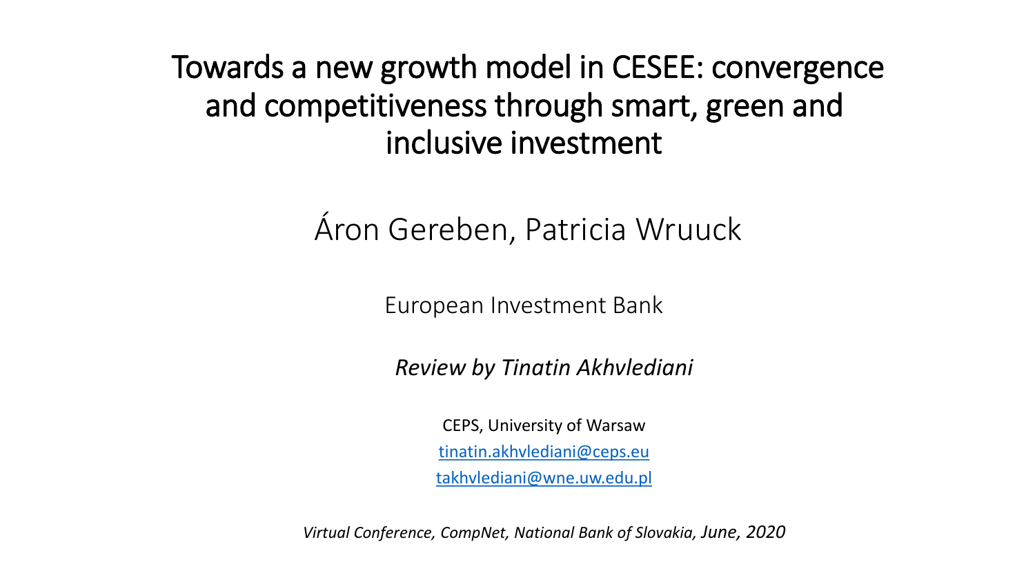# Towards a new growth model in CESEE: convergence and competitiveness through smart, green and inclusive investment

Áron Gereben, Patricia Wruuck

European Investment Bank

*Review by Tinatin Akhvlediani*

CEPS, University of Warsaw

tinatin.akhvlediani@ceps.eu

takhvlediani@wne.uw.edu.pl

*Virtual Conference, CompNet, National Bank of Slovakia, June, 2020*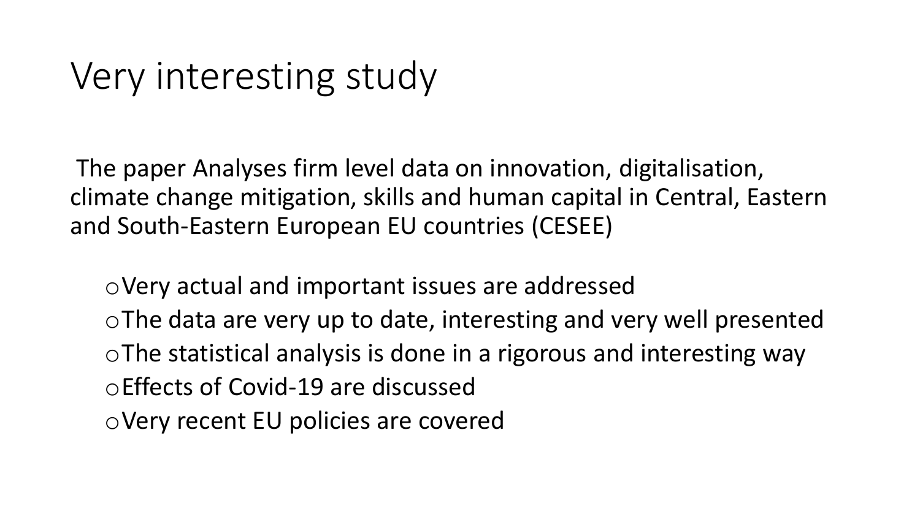# Very interesting study

The paper Analyses firm level data on innovation, digitalisation, climate change mitigation, skills and human capital in Central, Eastern and South-Eastern European EU countries (CESEE)

- Very actual and important issues are addressed
- The data are very up to date, interesting and very well presented
- The statistical analysis is done in a rigorous and interesting way
- Effects of Covid-19 are discussed
- Very recent EU policies are covered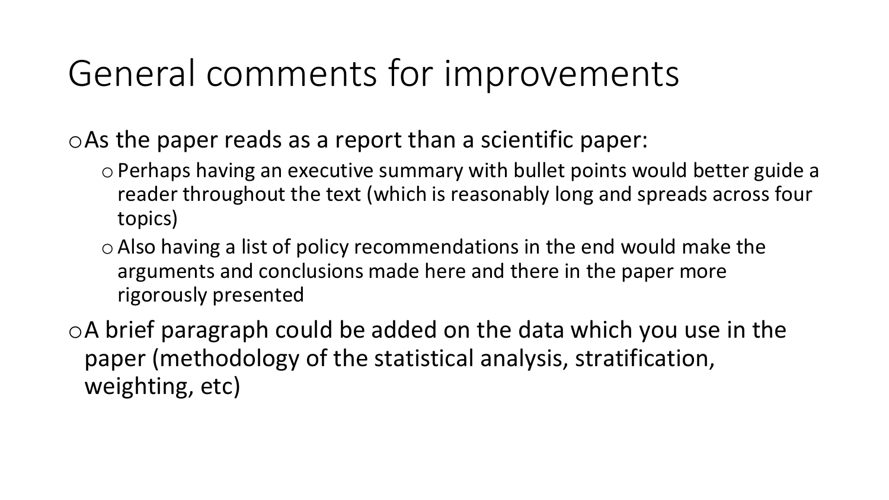# General comments for improvements

- As the paper reads as a report than a scientific paper:
  - Perhaps having an executive summary with bullet points would better guide a reader throughout the text (which is reasonably long and spreads across four topics)
  - Also having a list of policy recommendations in the end would make the arguments and conclusions made here and there in the paper more rigorously presented
- A brief paragraph could be added on the data which you use in the paper (methodology of the statistical analysis, stratification, weighting, etc)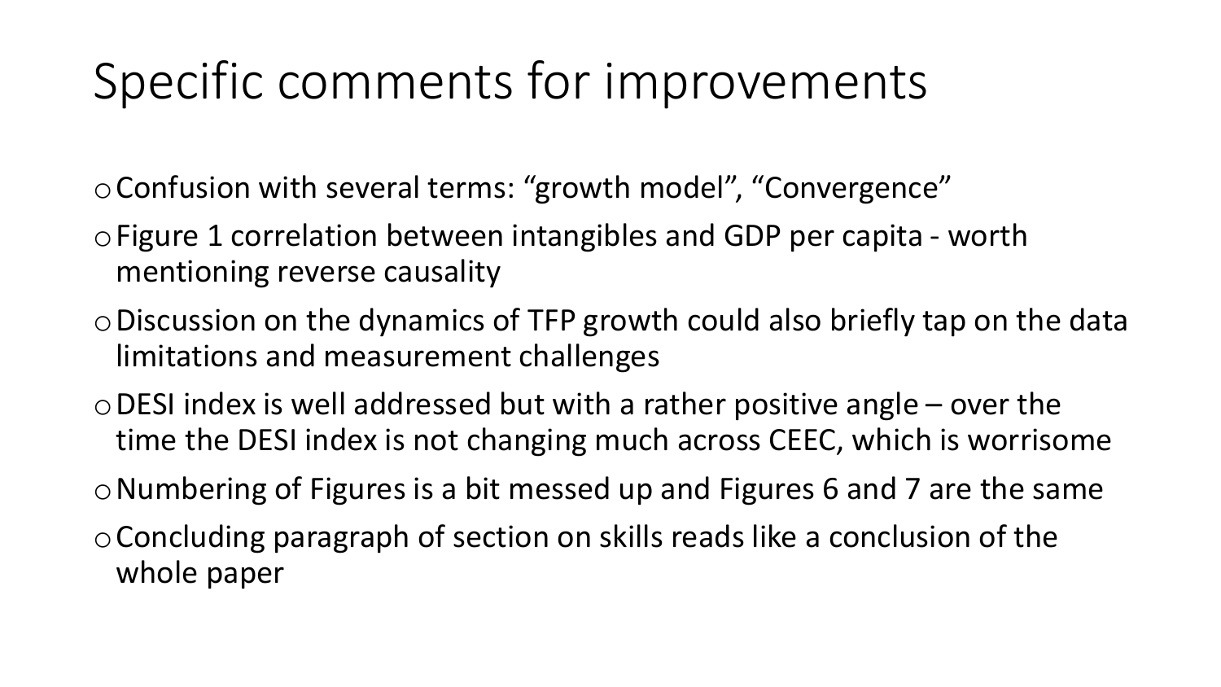# Specific comments for improvements

- Confusion with several terms: “growth model”, “Convergence”
- Figure 1 correlation between intangibles and GDP per capita - worth mentioning reverse causality
- Discussion on the dynamics of TFP growth could also briefly tap on the data limitations and measurement challenges
- DESI index is well addressed but with a rather positive angle – over the time the DESI index is not changing much across CEEC, which is worrisome
- Numbering of Figures is a bit messed up and Figures 6 and 7 are the same
- Concluding paragraph of section on skills reads like a conclusion of the whole paper